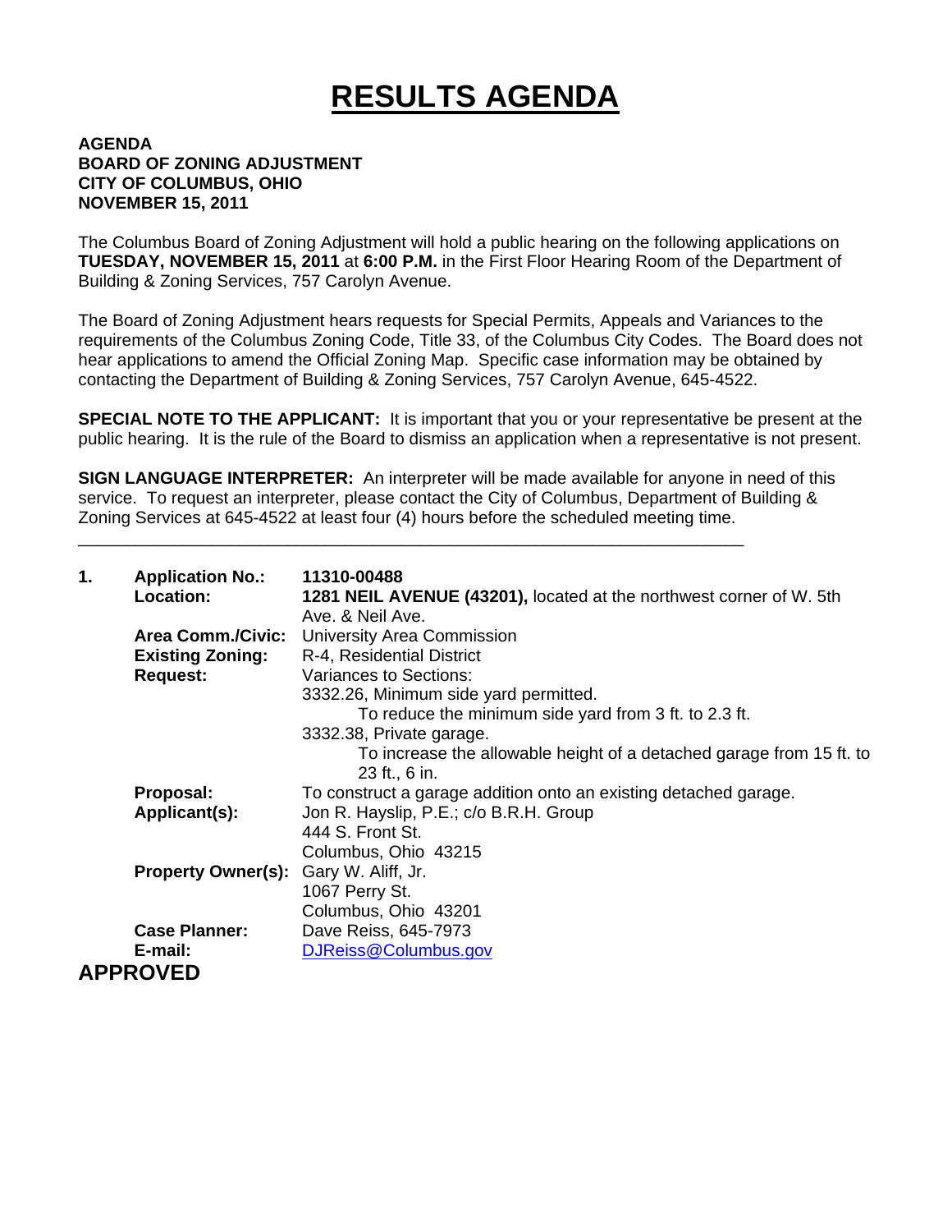# RESULTS AGENDA

**AGENDA**
**BOARD OF ZONING ADJUSTMENT**
**CITY OF COLUMBUS, OHIO**
**NOVEMBER 15, 2011**

The Columbus Board of Zoning Adjustment will hold a public hearing on the following applications on **TUESDAY, NOVEMBER 15, 2011** at **6:00 P.M.** in the First Floor Hearing Room of the Department of Building & Zoning Services, 757 Carolyn Avenue.

The Board of Zoning Adjustment hears requests for Special Permits, Appeals and Variances to the requirements of the Columbus Zoning Code, Title 33, of the Columbus City Codes. The Board does not hear applications to amend the Official Zoning Map. Specific case information may be obtained by contacting the Department of Building & Zoning Services, 757 Carolyn Avenue, 645-4522.

**SPECIAL NOTE TO THE APPLICANT:** It is important that you or your representative be present at the public hearing. It is the rule of the Board to dismiss an application when a representative is not present.

**SIGN LANGUAGE INTERPRETER:** An interpreter will be made available for anyone in need of this service. To request an interpreter, please contact the City of Columbus, Department of Building & Zoning Services at 645-4522 at least four (4) hours before the scheduled meeting time.

---

**1. Application No.:** **11310-00488**

**Location:** **1281 NEIL AVENUE (43201),** located at the northwest corner of W. 5th Ave. & Neil Ave.

**Area Comm./Civic:** University Area Commission

**Existing Zoning:** R-4, Residential District

**Request:** Variances to Sections:
3332.26, Minimum side yard permitted.
To reduce the minimum side yard from 3 ft. to 2.3 ft.
3332.38, Private garage.
To increase the allowable height of a detached garage from 15 ft. to 23 ft., 6 in.

**Proposal:** To construct a garage addition onto an existing detached garage.

**Applicant(s):** Jon R. Hayslip, P.E.; c/o B.R.H. Group
444 S. Front St.
Columbus, Ohio 43215

**Property Owner(s):** Gary W. Aliff, Jr.
1067 Perry St.
Columbus, Ohio 43201

**Case Planner:** Dave Reiss, 645-7973

**E-mail:** DJReiss@Columbus.gov

**APPROVED**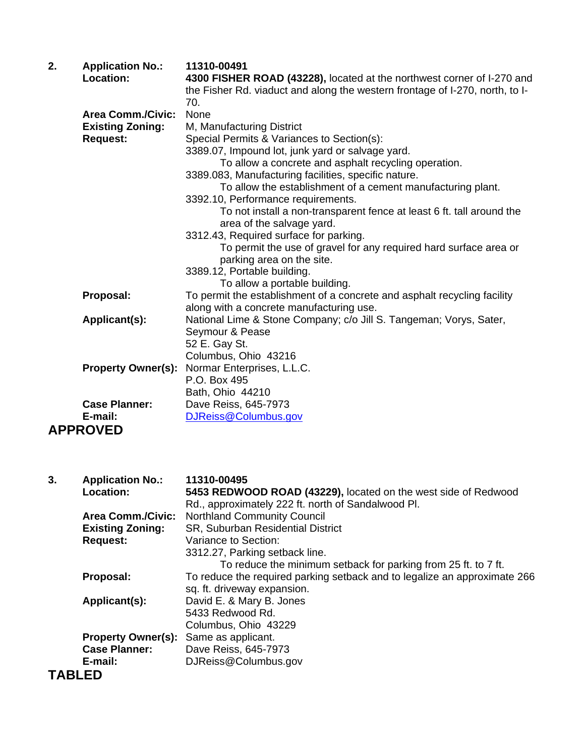**2.** **Application No.:** **11310-00491**

**Location:** **4300 FISHER ROAD (43228),** located at the northwest corner of I-270 and the Fisher Rd. viaduct and along the western frontage of I-270, north, to I-70.

**Area Comm./Civic:** None

**Existing Zoning:** M, Manufacturing District

**Request:** Special Permits & Variances to Section(s):

3389.07, Impound lot, junk yard or salvage yard.
  To allow a concrete and asphalt recycling operation.

3389.083, Manufacturing facilities, specific nature.
  To allow the establishment of a cement manufacturing plant.

3392.10, Performance requirements.
  To not install a non-transparent fence at least 6 ft. tall around the area of the salvage yard.

3312.43, Required surface for parking.
  To permit the use of gravel for any required hard surface area or parking area on the site.

3389.12, Portable building.
  To allow a portable building.

**Proposal:** To permit the establishment of a concrete and asphalt recycling facility along with a concrete manufacturing use.

**Applicant(s):** National Lime & Stone Company; c/o Jill S. Tangeman; Vorys, Sater, Seymour & Pease
52 E. Gay St.
Columbus, Ohio 43216

**Property Owner(s):** Normar Enterprises, L.L.C.
P.O. Box 495
Bath, Ohio 44210

**Case Planner:** Dave Reiss, 645-7973

**E-mail:** DJReiss@Columbus.gov

## APPROVED

**3.** **Application No.:** **11310-00495**

**Location:** **5453 REDWOOD ROAD (43229),** located on the west side of Redwood Rd., approximately 222 ft. north of Sandalwood Pl.

**Area Comm./Civic:** Northland Community Council

**Existing Zoning:** SR, Suburban Residential District

**Request:** Variance to Section:

3312.27, Parking setback line.
  To reduce the minimum setback for parking from 25 ft. to 7 ft.

**Proposal:** To reduce the required parking setback and to legalize an approximate 266 sq. ft. driveway expansion.

**Applicant(s):** David E. & Mary B. Jones
5433 Redwood Rd.
Columbus, Ohio 43229

**Property Owner(s):** Same as applicant.

**Case Planner:** Dave Reiss, 645-7973

**E-mail:** DJReiss@Columbus.gov

## TABLED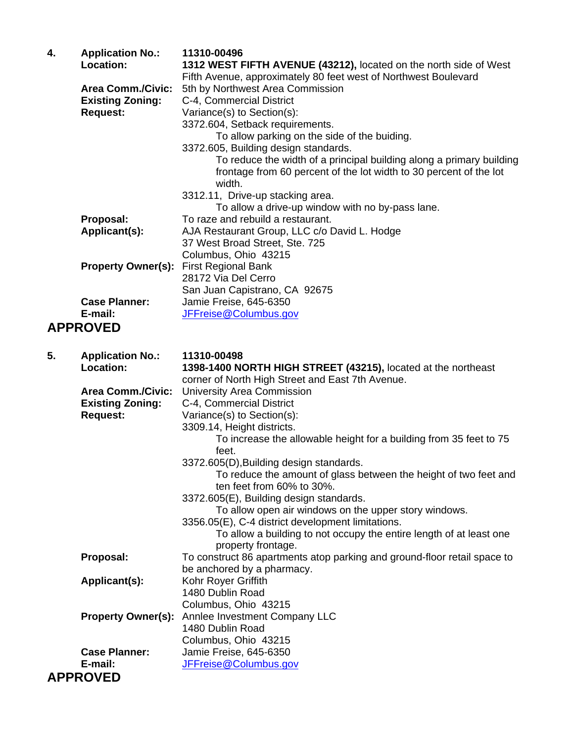**4.** **Application No.:** **11310-00496**

**Location:** **1312 WEST FIFTH AVENUE (43212),** located on the north side of West Fifth Avenue, approximately 80 feet west of Northwest Boulevard

**Area Comm./Civic:** 5th by Northwest Area Commission

**Existing Zoning:** C-4, Commercial District

**Request:** Variance(s) to Section(s):

3372.604, Setback requirements.

To allow parking on the side of the buiding.

3372.605, Building design standards.

To reduce the width of a principal building along a primary building frontage from 60 percent of the lot width to 30 percent of the lot width.

3312.11, Drive-up stacking area.

To allow a drive-up window with no by-pass lane.

**Proposal:** To raze and rebuild a restaurant.

**Applicant(s):** AJA Restaurant Group, LLC c/o David L. Hodge
37 West Broad Street, Ste. 725
Columbus, Ohio 43215

**Property Owner(s):** First Regional Bank
28172 Via Del Cerro
San Juan Capistrano, CA 92675

**Case Planner:** Jamie Freise, 645-6350

**E-mail:** JFFreise@Columbus.gov

**APPROVED**

**5.** **Application No.:** **11310-00498**

**Location:** **1398-1400 NORTH HIGH STREET (43215),** located at the northeast corner of North High Street and East 7th Avenue.

**Area Comm./Civic:** University Area Commission

**Existing Zoning:** C-4, Commercial District

**Request:** Variance(s) to Section(s):

3309.14, Height districts.

To increase the allowable height for a building from 35 feet to 75 feet.

3372.605(D),Building design standards.

To reduce the amount of glass between the height of two feet and ten feet from 60% to 30%.

3372.605(E), Building design standards.

To allow open air windows on the upper story windows.

3356.05(E), C-4 district development limitations.

To allow a building to not occupy the entire length of at least one property frontage.

**Proposal:** To construct 86 apartments atop parking and ground-floor retail space to be anchored by a pharmacy.

**Applicant(s):** Kohr Royer Griffith
1480 Dublin Road
Columbus, Ohio 43215

**Property Owner(s):** Annlee Investment Company LLC
1480 Dublin Road
Columbus, Ohio 43215

**Case Planner:** Jamie Freise, 645-6350

**E-mail:** JFFreise@Columbus.gov

**APPROVED**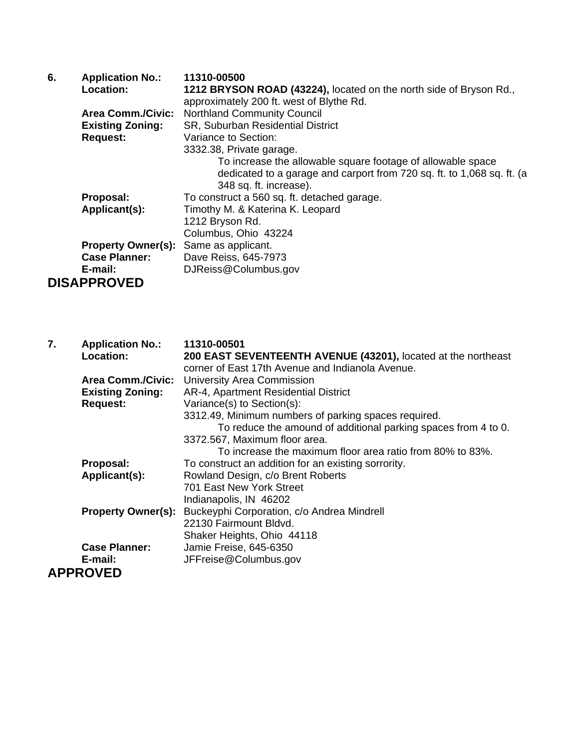6. **Application No.:** **11310-00500**
   **Location:** **1212 BRYSON ROAD (43224),** located on the north side of Bryson Rd., approximately 200 ft. west of Blythe Rd.
   **Area Comm./Civic:** Northland Community Council
   **Existing Zoning:** SR, Suburban Residential District
   **Request:** Variance to Section:
   3332.38, Private garage.
   To increase the allowable square footage of allowable space dedicated to a garage and carport from 720 sq. ft. to 1,068 sq. ft. (a 348 sq. ft. increase).
   **Proposal:** To construct a 560 sq. ft. detached garage.
   **Applicant(s):** Timothy M. & Katerina K. Leopard
   1212 Bryson Rd.
   Columbus, Ohio 43224
   **Property Owner(s):** Same as applicant.
   **Case Planner:** Dave Reiss, 645-7973
   **E-mail:** DJReiss@Columbus.gov

## DISAPPROVED

7. **Application No.:** **11310-00501**
   **Location:** **200 EAST SEVENTEENTH AVENUE (43201),** located at the northeast corner of East 17th Avenue and Indianola Avenue.
   **Area Comm./Civic:** University Area Commission
   **Existing Zoning:** AR-4, Apartment Residential District
   **Request:** Variance(s) to Section(s):
   3312.49, Minimum numbers of parking spaces required.
   To reduce the amound of additional parking spaces from 4 to 0.
   3372.567, Maximum floor area.
   To increase the maximum floor area ratio from 80% to 83%.
   **Proposal:** To construct an addition for an existing sorrority.
   **Applicant(s):** Rowland Design, c/o Brent Roberts
   701 East New York Street
   Indianapolis, IN 46202
   **Property Owner(s):** Buckeyphi Corporation, c/o Andrea Mindrell
   22130 Fairmount Bldvd.
   Shaker Heights, Ohio 44118
   **Case Planner:** Jamie Freise, 645-6350
   **E-mail:** JFFreise@Columbus.gov

## APPROVED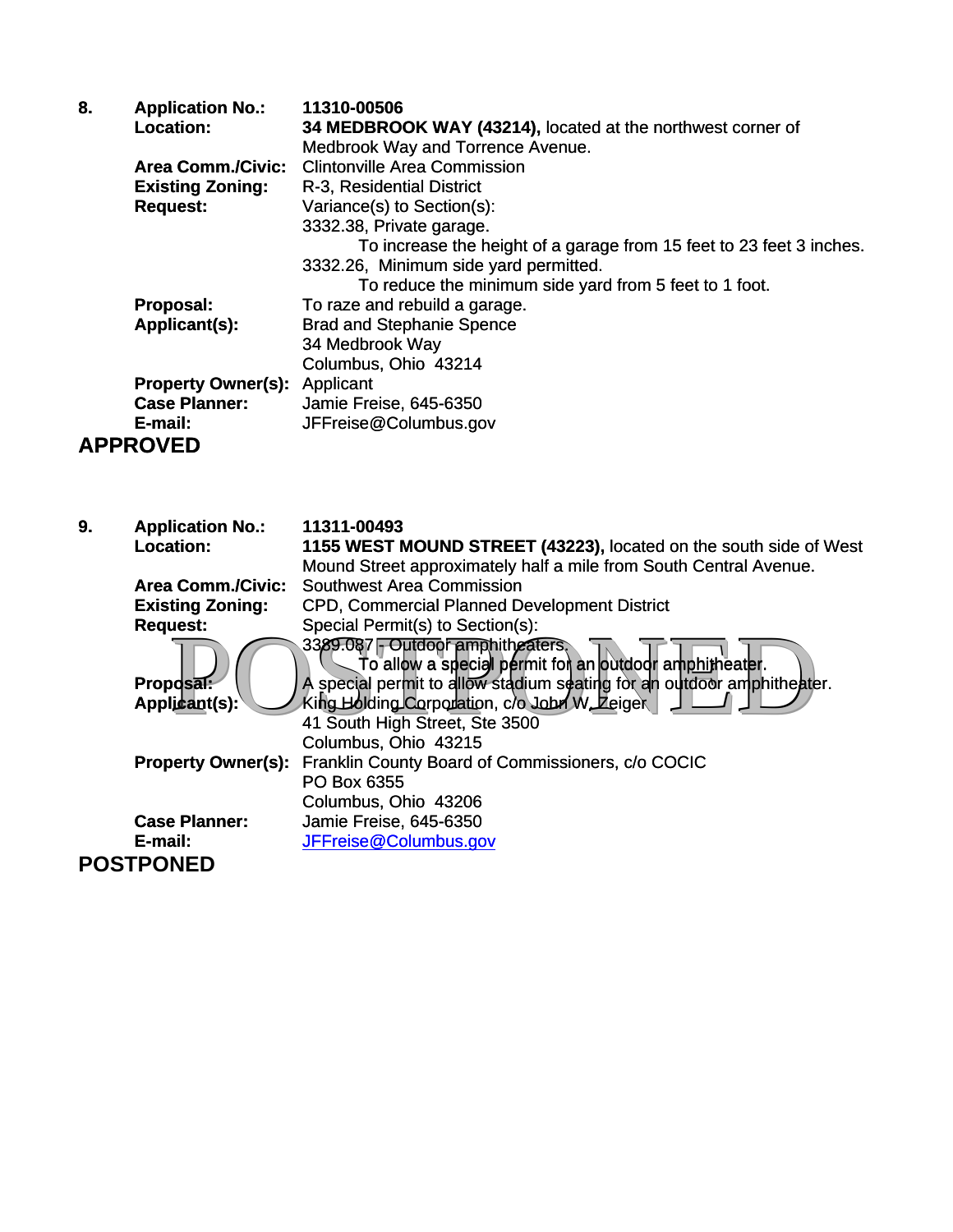**8.** **Application No.:** **11310-00506**

**Location:** **34 MEDBROOK WAY (43214),** located at the northwest corner of Medbrook Way and Torrence Avenue.

**Area Comm./Civic:** Clintonville Area Commission

**Existing Zoning:** R-3, Residential District

**Request:** Variance(s) to Section(s):

3332.38, Private garage.

To increase the height of a garage from 15 feet to 23 feet 3 inches.

3332.26, Minimum side yard permitted.

To reduce the minimum side yard from 5 feet to 1 foot.

**Proposal:** To raze and rebuild a garage.

**Applicant(s):** Brad and Stephanie Spence
34 Medbrook Way
Columbus, Ohio 43214

**Property Owner(s):** Applicant

**Case Planner:** Jamie Freise, 645-6350

**E-mail:** JFFreise@Columbus.gov

**APPROVED**

**9.** **Application No.:** **11311-00493**

**Location:** **1155 WEST MOUND STREET (43223),** located on the south side of West Mound Street approximately half a mile from South Central Avenue.

**Area Comm./Civic:** Southwest Area Commission

**Existing Zoning:** CPD, Commercial Planned Development District

**Request:** Special Permit(s) to Section(s):

3389.087 - Outdoor amphitheaters.

To allow a special permit for an outdoor amphitheater.

**Proposal:** A special permit to allow stadium seating for an outdoor amphitheater.

**Applicant(s):** King Holding Corporation, c/o John W. Zeiger
41 South High Street, Ste 3500
Columbus, Ohio 43215

**Property Owner(s):** Franklin County Board of Commissioners, c/o COCIC
PO Box 6355
Columbus, Ohio 43206

**Case Planner:** Jamie Freise, 645-6350

**E-mail:** JFFreise@Columbus.gov

**POSTPONED**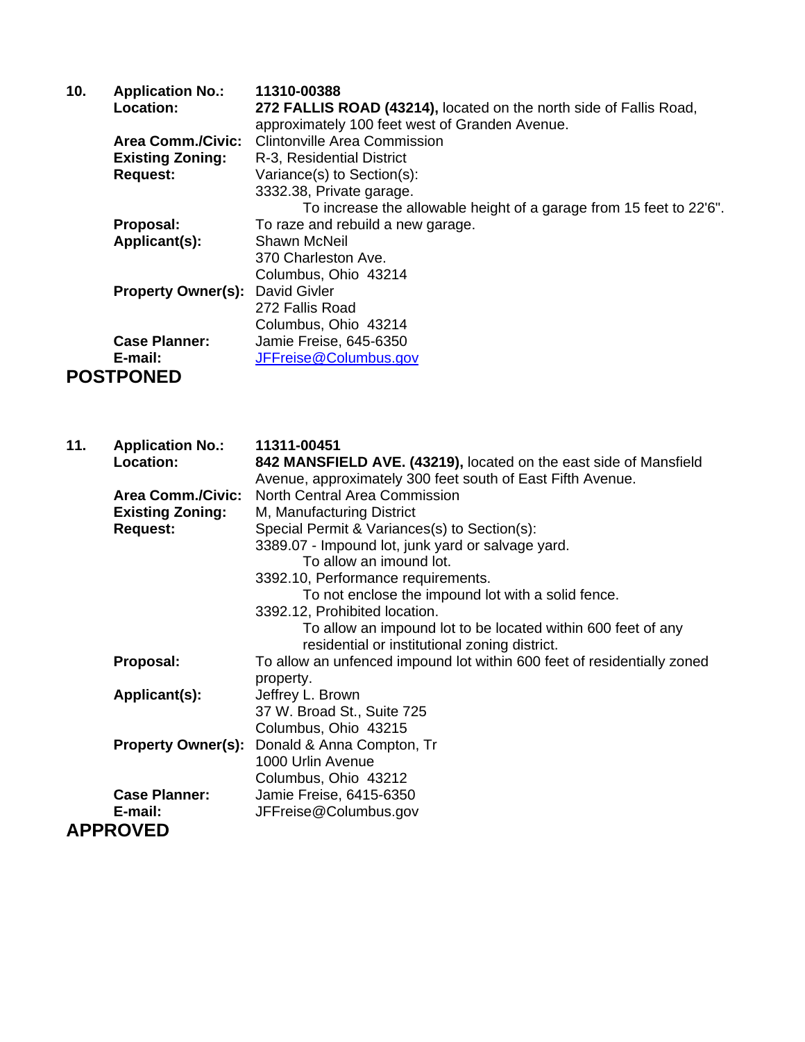**10. Application No.:** **11310-00388**

**Location:** **272 FALLIS ROAD (43214),** located on the north side of Fallis Road, approximately 100 feet west of Granden Avenue.

**Area Comm./Civic:** Clintonville Area Commission

**Existing Zoning:** R-3, Residential District

**Request:** Variance(s) to Section(s):
3332.38, Private garage.
To increase the allowable height of a garage from 15 feet to 22'6".

**Proposal:** To raze and rebuild a new garage.

**Applicant(s):** Shawn McNeil
370 Charleston Ave.
Columbus, Ohio 43214

**Property Owner(s):** David Givler
272 Fallis Road
Columbus, Ohio 43214

**Case Planner:** Jamie Freise, 645-6350

**E-mail:** JFFreise@Columbus.gov

**POSTPONED**

**11. Application No.:** **11311-00451**

**Location:** **842 MANSFIELD AVE. (43219),** located on the east side of Mansfield Avenue, approximately 300 feet south of East Fifth Avenue.

**Area Comm./Civic:** North Central Area Commission

**Existing Zoning:** M, Manufacturing District

**Request:** Special Permit & Variances(s) to Section(s):
3389.07 - Impound lot, junk yard or salvage yard.
To allow an imound lot.
3392.10, Performance requirements.
To not enclose the impound lot with a solid fence.
3392.12, Prohibited location.
To allow an impound lot to be located within 600 feet of any residential or institutional zoning district.

**Proposal:** To allow an unfenced impound lot within 600 feet of residentially zoned property.

**Applicant(s):** Jeffrey L. Brown
37 W. Broad St., Suite 725
Columbus, Ohio 43215

**Property Owner(s):** Donald & Anna Compton, Tr
1000 Urlin Avenue
Columbus, Ohio 43212

**Case Planner:** Jamie Freise, 6415-6350

**E-mail:** JFFreise@Columbus.gov

**APPROVED**